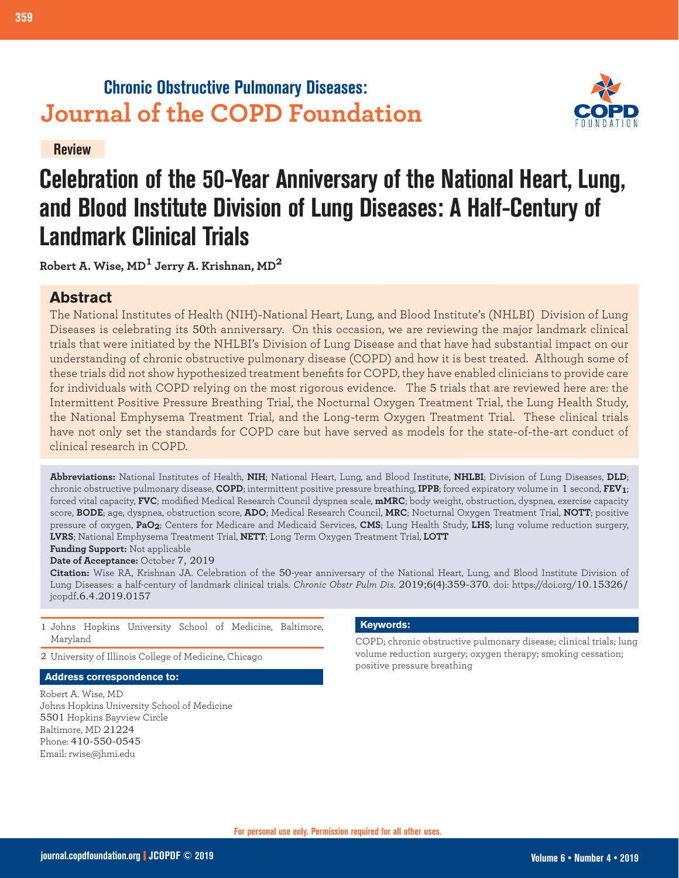**Chronic Obstructive Pulmonary Diseases:**
**Journal of the COPD Foundation**

**Review**

# Celebration of the 50-Year Anniversary of the National Heart, Lung, and Blood Institute Division of Lung Diseases: A Half-Century of Landmark Clinical Trials

**Robert A. Wise, MD[1] Jerry A. Krishnan, MD[2]**

## Abstract

The National Institutes of Health (NIH)-National Heart, Lung, and Blood Institute's (NHLBI) Division of Lung Diseases is celebrating its 50th anniversary. On this occasion, we are reviewing the major landmark clinical trials that were initiated by the NHLBI's Division of Lung Disease and that have had substantial impact on our understanding of chronic obstructive pulmonary disease (COPD) and how it is best treated. Although some of these trials did not show hypothesized treatment benefits for COPD, they have enabled clinicians to provide care for individuals with COPD relying on the most rigorous evidence. The 5 trials that are reviewed here are: the Intermittent Positive Pressure Breathing Trial, the Nocturnal Oxygen Treatment Trial, the Lung Health Study, the National Emphysema Treatment Trial, and the Long-term Oxygen Treatment Trial. These clinical trials have not only set the standards for COPD care but have served as models for the state-of-the-art conduct of clinical research in COPD.

**Abbreviations:** National Institutes of Health, **NIH**; National Heart, Lung, and Blood Institute, **NHLBI**; Division of Lung Diseases, **DLD**; chronic obstructive pulmonary disease, **COPD**; intermittent positive pressure breathing, **IPPB**; forced expiratory volume in 1 second, **$FEV_1$**; forced vital capacity, **FVC**; modified Medical Research Council dyspnea scale, **mMRC**; body weight, obstruction, dyspnea, exercise capacity score, **BODE**; age, dyspnea, obstruction score, **ADO**; Medical Research Council, **MRC**; Nocturnal Oxygen Treatment Trial, **NOTT**; positive pressure of oxygen, **$PaO_2$**; Centers for Medicare and Medicaid Services, **CMS**; Lung Health Study, **LHS**; lung volume reduction surgery, **LVRS**; National Emphysema Treatment Trial, **NETT**; Long Term Oxygen Treatment Trial, **LOTT**

**Funding Support:** Not applicable

**Date of Acceptance:** October 7, 2019

**Citation:** Wise RA, Krishnan JA. Celebration of the 50-year anniversary of the National Heart, Lung, and Blood Institute Division of Lung Diseases: a half-century of landmark clinical trials. *Chronic Obstr Pulm Dis*. 2019;6(4):359-370. doi: https://doi.org/10.15326/jcopdf.6.4.2019.0157

1 Johns Hopkins University School of Medicine, Baltimore, Maryland

2 University of Illinois College of Medicine, Chicago

**Address correspondence to:**

Robert A. Wise, MD
Johns Hopkins University School of Medicine
5501 Hopkins Bayview Circle
Baltimore, MD 21224
Phone: 410-550-0545
Email: rwise@jhmi.edu

**Keywords:**

COPD; chronic obstructive pulmonary disease; clinical trials; lung volume reduction surgery; oxygen therapy; smoking cessation; positive pressure breathing

For personal use only. Permission required for all other uses.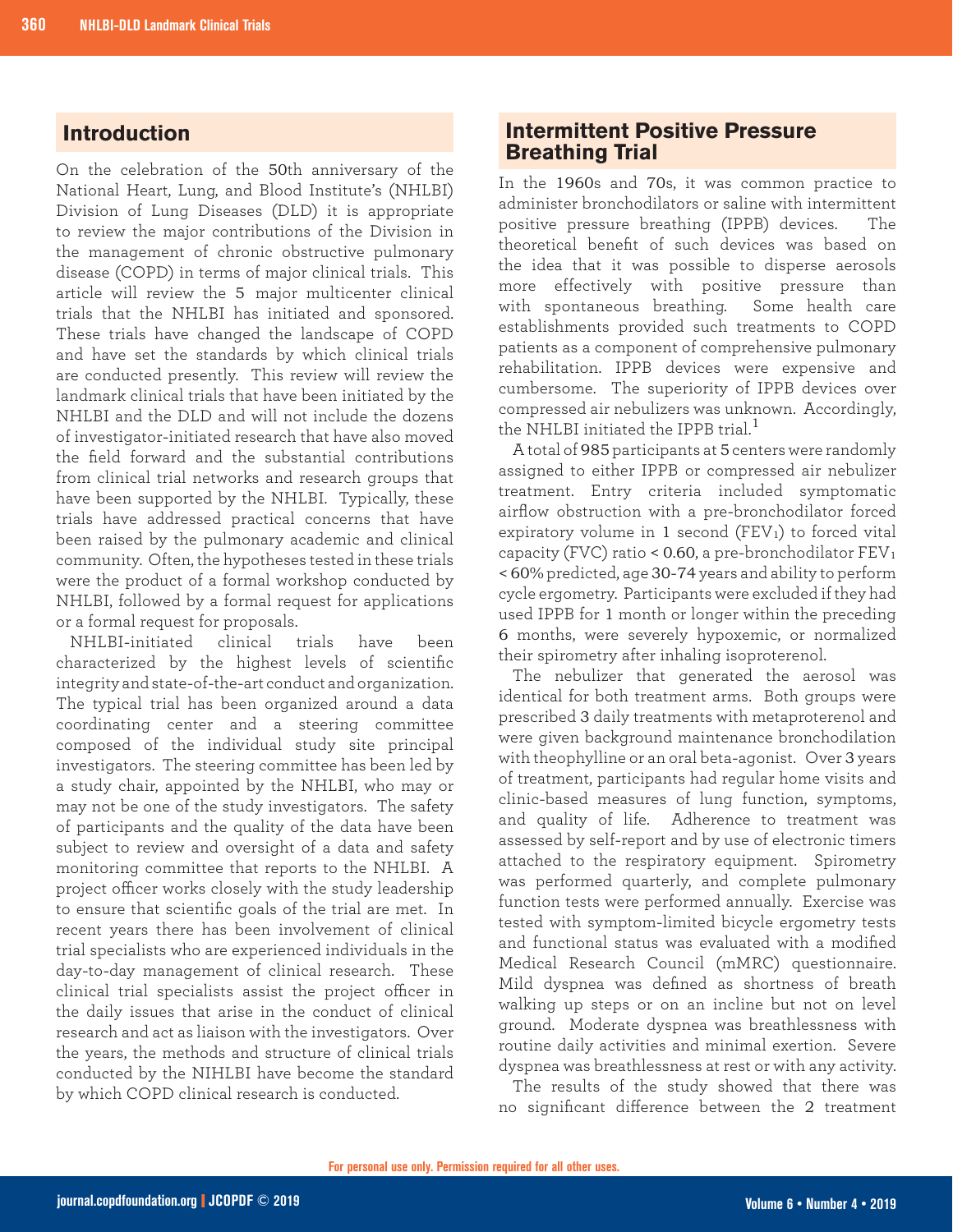## Introduction

On the celebration of the 50th anniversary of the National Heart, Lung, and Blood Institute's (NHLBI) Division of Lung Diseases (DLD) it is appropriate to review the major contributions of the Division in the management of chronic obstructive pulmonary disease (COPD) in terms of major clinical trials. This article will review the 5 major multicenter clinical trials that the NHLBI has initiated and sponsored. These trials have changed the landscape of COPD and have set the standards by which clinical trials are conducted presently. This review will review the landmark clinical trials that have been initiated by the NHLBI and the DLD and will not include the dozens of investigator-initiated research that have also moved the field forward and the substantial contributions from clinical trial networks and research groups that have been supported by the NHLBI. Typically, these trials have addressed practical concerns that have been raised by the pulmonary academic and clinical community. Often, the hypotheses tested in these trials were the product of a formal workshop conducted by NHLBI, followed by a formal request for applications or a formal request for proposals.

NHLBI-initiated clinical trials have been characterized by the highest levels of scientific integrity and state-of-the-art conduct and organization. The typical trial has been organized around a data coordinating center and a steering committee composed of the individual study site principal investigators. The steering committee has been led by a study chair, appointed by the NHLBI, who may or may not be one of the study investigators. The safety of participants and the quality of the data have been subject to review and oversight of a data and safety monitoring committee that reports to the NHLBI. A project officer works closely with the study leadership to ensure that scientific goals of the trial are met. In recent years there has been involvement of clinical trial specialists who are experienced individuals in the day-to-day management of clinical research. These clinical trial specialists assist the project officer in the daily issues that arise in the conduct of clinical research and act as liaison with the investigators. Over the years, the methods and structure of clinical trials conducted by the NIHLBI have become the standard by which COPD clinical research is conducted.

## Intermittent Positive Pressure Breathing Trial

In the 1960s and 70s, it was common practice to administer bronchodilators or saline with intermittent positive pressure breathing (IPPB) devices. The theoretical benefit of such devices was based on the idea that it was possible to disperse aerosols more effectively with positive pressure than with spontaneous breathing. Some health care establishments provided such treatments to COPD patients as a component of comprehensive pulmonary rehabilitation. IPPB devices were expensive and cumbersome. The superiority of IPPB devices over compressed air nebulizers was unknown. Accordingly, the NHLBI initiated the IPPB trial.[1]

A total of 985 participants at 5 centers were randomly assigned to either IPPB or compressed air nebulizer treatment. Entry criteria included symptomatic airflow obstruction with a pre-bronchodilator forced expiratory volume in 1 second ($FEV_1$) to forced vital capacity (FVC) ratio < 0.60, a pre-bronchodilator $FEV_1$ < 60% predicted, age 30-74 years and ability to perform cycle ergometry. Participants were excluded if they had used IPPB for 1 month or longer within the preceding 6 months, were severely hypoxemic, or normalized their spirometry after inhaling isoproterenol.

The nebulizer that generated the aerosol was identical for both treatment arms. Both groups were prescribed 3 daily treatments with metaproterenol and were given background maintenance bronchodilation with theophylline or an oral beta-agonist. Over 3 years of treatment, participants had regular home visits and clinic-based measures of lung function, symptoms, and quality of life. Adherence to treatment was assessed by self-report and by use of electronic timers attached to the respiratory equipment. Spirometry was performed quarterly, and complete pulmonary function tests were performed annually. Exercise was tested with symptom-limited bicycle ergometry tests and functional status was evaluated with a modified Medical Research Council (mMRC) questionnaire. Mild dyspnea was defined as shortness of breath walking up steps or on an incline but not on level ground. Moderate dyspnea was breathlessness with routine daily activities and minimal exertion. Severe dyspnea was breathlessness at rest or with any activity.

The results of the study showed that there was no significant difference between the 2 treatment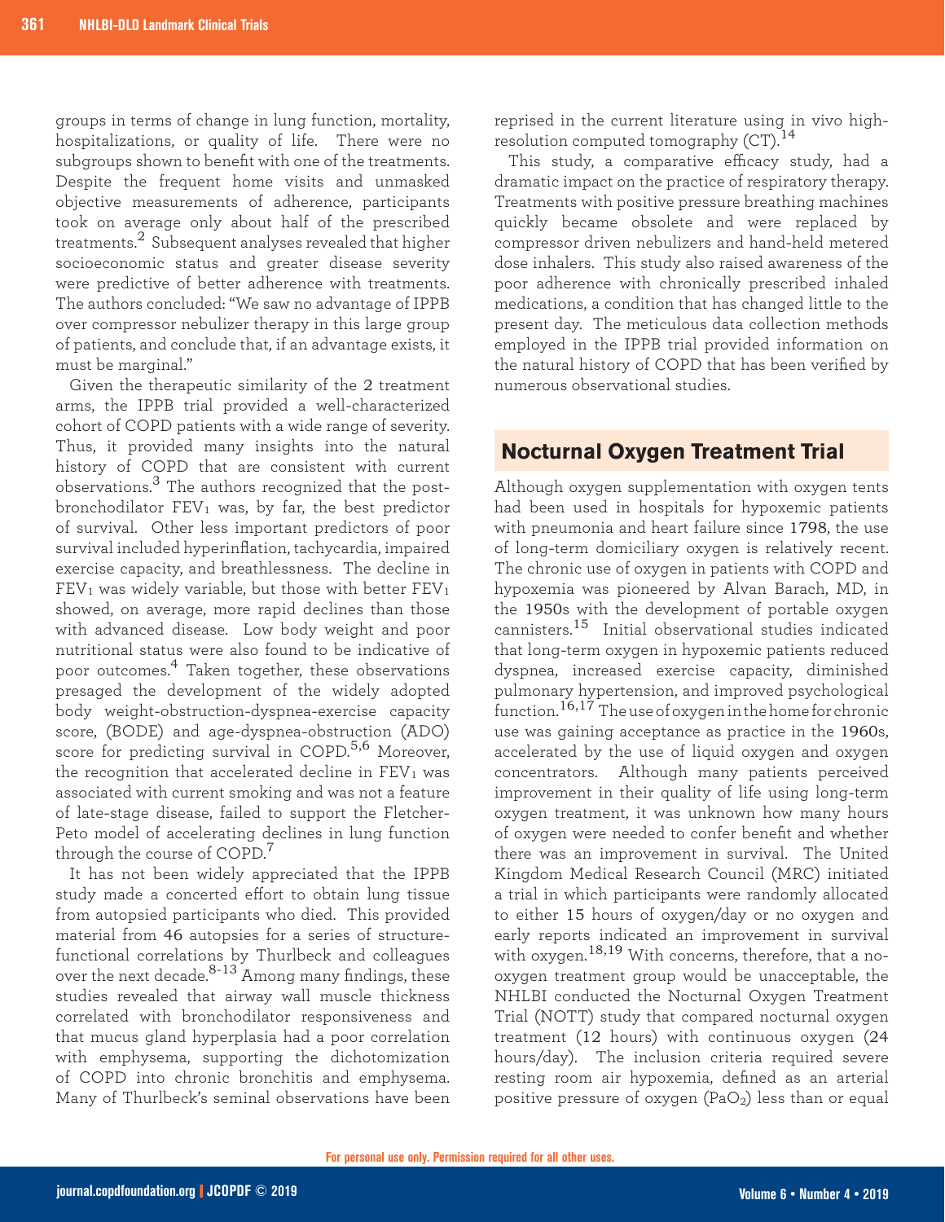groups in terms of change in lung function, mortality, hospitalizations, or quality of life. There were no subgroups shown to benefit with one of the treatments. Despite the frequent home visits and unmasked objective measurements of adherence, participants took on average only about half of the prescribed treatments.[2] Subsequent analyses revealed that higher socioeconomic status and greater disease severity were predictive of better adherence with treatments. The authors concluded: "We saw no advantage of IPPB over compressor nebulizer therapy in this large group of patients, and conclude that, if an advantage exists, it must be marginal."

Given the therapeutic similarity of the 2 treatment arms, the IPPB trial provided a well-characterized cohort of COPD patients with a wide range of severity. Thus, it provided many insights into the natural history of COPD that are consistent with current observations.[3] The authors recognized that the post-bronchodilator $FEV_1$ was, by far, the best predictor of survival. Other less important predictors of poor survival included hyperinflation, tachycardia, impaired exercise capacity, and breathlessness. The decline in $FEV_1$ was widely variable, but those with better $FEV_1$ showed, on average, more rapid declines than those with advanced disease. Low body weight and poor nutritional status were also found to be indicative of poor outcomes.[4] Taken together, these observations presaged the development of the widely adopted body weight-obstruction-dyspnea-exercise capacity score, (BODE) and age-dyspnea-obstruction (ADO) score for predicting survival in COPD.[5,6] Moreover, the recognition that accelerated decline in $FEV_1$ was associated with current smoking and was not a feature of late-stage disease, failed to support the Fletcher-Peto model of accelerating declines in lung function through the course of COPD.[7]

It has not been widely appreciated that the IPPB study made a concerted effort to obtain lung tissue from autopsied participants who died. This provided material from 46 autopsies for a series of structure-functional correlations by Thurlbeck and colleagues over the next decade.[8-13] Among many findings, these studies revealed that airway wall muscle thickness correlated with bronchodilator responsiveness and that mucus gland hyperplasia had a poor correlation with emphysema, supporting the dichotomization of COPD into chronic bronchitis and emphysema. Many of Thurlbeck's seminal observations have been reprised in the current literature using in vivo high-resolution computed tomography (CT).[14]

This study, a comparative efficacy study, had a dramatic impact on the practice of respiratory therapy. Treatments with positive pressure breathing machines quickly became obsolete and were replaced by compressor driven nebulizers and hand-held metered dose inhalers. This study also raised awareness of the poor adherence with chronically prescribed inhaled medications, a condition that has changed little to the present day. The meticulous data collection methods employed in the IPPB trial provided information on the natural history of COPD that has been verified by numerous observational studies.

## Nocturnal Oxygen Treatment Trial

Although oxygen supplementation with oxygen tents had been used in hospitals for hypoxemic patients with pneumonia and heart failure since 1798, the use of long-term domiciliary oxygen is relatively recent. The chronic use of oxygen in patients with COPD and hypoxemia was pioneered by Alvan Barach, MD, in the 1950s with the development of portable oxygen cannisters.[15] Initial observational studies indicated that long-term oxygen in hypoxemic patients reduced dyspnea, increased exercise capacity, diminished pulmonary hypertension, and improved psychological function.[16,17] The use of oxygen in the home for chronic use was gaining acceptance as practice in the 1960s, accelerated by the use of liquid oxygen and oxygen concentrators. Although many patients perceived improvement in their quality of life using long-term oxygen treatment, it was unknown how many hours of oxygen were needed to confer benefit and whether there was an improvement in survival. The United Kingdom Medical Research Council (MRC) initiated a trial in which participants were randomly allocated to either 15 hours of oxygen/day or no oxygen and early reports indicated an improvement in survival with oxygen.[18,19] With concerns, therefore, that a no-oxygen treatment group would be unacceptable, the NHLBI conducted the Nocturnal Oxygen Treatment Trial (NOTT) study that compared nocturnal oxygen treatment (12 hours) with continuous oxygen (24 hours/day). The inclusion criteria required severe resting room air hypoxemia, defined as an arterial positive pressure of oxygen ($PaO_2$) less than or equal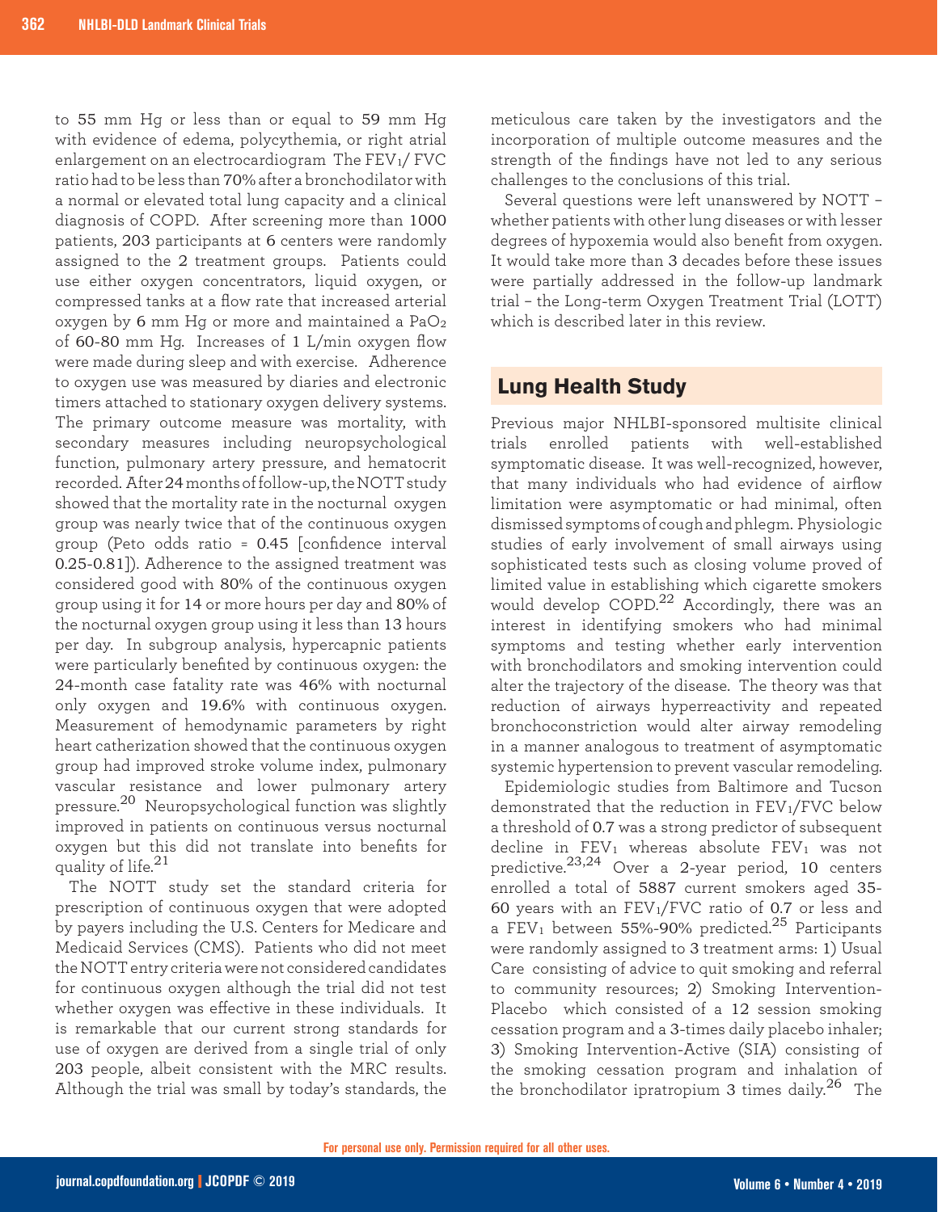to 55 mm Hg or less than or equal to 59 mm Hg with evidence of edema, polycythemia, or right atrial enlargement on an electrocardiogram The $FEV_1$/ FVC ratio had to be less than 70% after a bronchodilator with a normal or elevated total lung capacity and a clinical diagnosis of COPD. After screening more than 1000 patients, 203 participants at 6 centers were randomly assigned to the 2 treatment groups. Patients could use either oxygen concentrators, liquid oxygen, or compressed tanks at a flow rate that increased arterial oxygen by 6 mm Hg or more and maintained a $PaO_2$ of 60-80 mm Hg. Increases of 1 L/min oxygen flow were made during sleep and with exercise. Adherence to oxygen use was measured by diaries and electronic timers attached to stationary oxygen delivery systems. The primary outcome measure was mortality, with secondary measures including neuropsychological function, pulmonary artery pressure, and hematocrit recorded. After 24 months of follow-up, the NOTT study showed that the mortality rate in the nocturnal oxygen group was nearly twice that of the continuous oxygen group (Peto odds ratio = 0.45 [confidence interval 0.25-0.81]). Adherence to the assigned treatment was considered good with 80% of the continuous oxygen group using it for 14 or more hours per day and 80% of the nocturnal oxygen group using it less than 13 hours per day. In subgroup analysis, hypercapnic patients were particularly benefited by continuous oxygen: the 24-month case fatality rate was 46% with nocturnal only oxygen and 19.6% with continuous oxygen. Measurement of hemodynamic parameters by right heart catherization showed that the continuous oxygen group had improved stroke volume index, pulmonary vascular resistance and lower pulmonary artery pressure.[20] Neuropsychological function was slightly improved in patients on continuous versus nocturnal oxygen but this did not translate into benefits for quality of life.[21]

The NOTT study set the standard criteria for prescription of continuous oxygen that were adopted by payers including the U.S. Centers for Medicare and Medicaid Services (CMS). Patients who did not meet the NOTT entry criteria were not considered candidates for continuous oxygen although the trial did not test whether oxygen was effective in these individuals. It is remarkable that our current strong standards for use of oxygen are derived from a single trial of only 203 people, albeit consistent with the MRC results. Although the trial was small by today's standards, the meticulous care taken by the investigators and the incorporation of multiple outcome measures and the strength of the findings have not led to any serious challenges to the conclusions of this trial.

Several questions were left unanswered by NOTT – whether patients with other lung diseases or with lesser degrees of hypoxemia would also benefit from oxygen. It would take more than 3 decades before these issues were partially addressed in the follow-up landmark trial – the Long-term Oxygen Treatment Trial (LOTT) which is described later in this review.

## Lung Health Study

Previous major NHLBI-sponsored multisite clinical trials enrolled patients with well-established symptomatic disease. It was well-recognized, however, that many individuals who had evidence of airflow limitation were asymptomatic or had minimal, often dismissed symptoms of cough and phlegm. Physiologic studies of early involvement of small airways using sophisticated tests such as closing volume proved of limited value in establishing which cigarette smokers would develop COPD.[22] Accordingly, there was an interest in identifying smokers who had minimal symptoms and testing whether early intervention with bronchodilators and smoking intervention could alter the trajectory of the disease. The theory was that reduction of airways hyperreactivity and repeated bronchoconstriction would alter airway remodeling in a manner analogous to treatment of asymptomatic systemic hypertension to prevent vascular remodeling.

Epidemiologic studies from Baltimore and Tucson demonstrated that the reduction in $FEV_1$/FVC below a threshold of 0.7 was a strong predictor of subsequent decline in $FEV_1$ whereas absolute $FEV_1$ was not predictive.[23,24] Over a 2-year period, 10 centers enrolled a total of 5887 current smokers aged 35-60 years with an $FEV_1$/FVC ratio of 0.7 or less and a $FEV_1$ between 55%-90% predicted.[25] Participants were randomly assigned to 3 treatment arms: 1) Usual Care consisting of advice to quit smoking and referral to community resources; 2) Smoking Intervention-Placebo which consisted of a 12 session smoking cessation program and a 3-times daily placebo inhaler; 3) Smoking Intervention-Active (SIA) consisting of the smoking cessation program and inhalation of the bronchodilator ipratropium 3 times daily.[26] The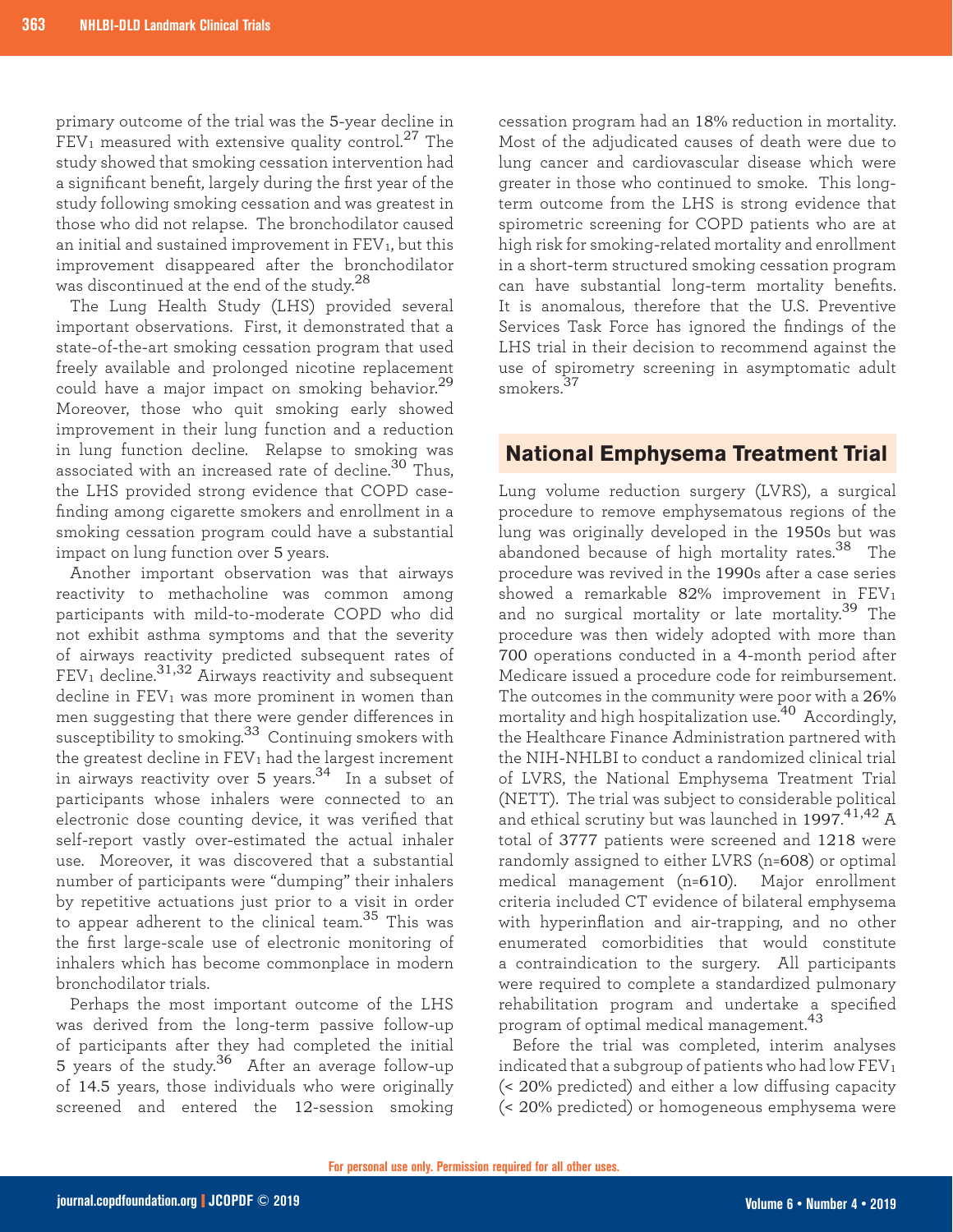primary outcome of the trial was the 5-year decline in $FEV_1$ measured with extensive quality control.[27] The study showed that smoking cessation intervention had a significant benefit, largely during the first year of the study following smoking cessation and was greatest in those who did not relapse. The bronchodilator caused an initial and sustained improvement in $FEV_1$, but this improvement disappeared after the bronchodilator was discontinued at the end of the study.[28]

The Lung Health Study (LHS) provided several important observations. First, it demonstrated that a state-of-the-art smoking cessation program that used freely available and prolonged nicotine replacement could have a major impact on smoking behavior.[29] Moreover, those who quit smoking early showed improvement in their lung function and a reduction in lung function decline. Relapse to smoking was associated with an increased rate of decline.[30] Thus, the LHS provided strong evidence that COPD case-finding among cigarette smokers and enrollment in a smoking cessation program could have a substantial impact on lung function over 5 years.

Another important observation was that airways reactivity to methacholine was common among participants with mild-to-moderate COPD who did not exhibit asthma symptoms and that the severity of airways reactivity predicted subsequent rates of $FEV_1$ decline.[31,32] Airways reactivity and subsequent decline in $FEV_1$ was more prominent in women than men suggesting that there were gender differences in susceptibility to smoking.[33] Continuing smokers with the greatest decline in $FEV_1$ had the largest increment in airways reactivity over 5 years.[34] In a subset of participants whose inhalers were connected to an electronic dose counting device, it was verified that self-report vastly over-estimated the actual inhaler use. Moreover, it was discovered that a substantial number of participants were "dumping" their inhalers by repetitive actuations just prior to a visit in order to appear adherent to the clinical team.[35] This was the first large-scale use of electronic monitoring of inhalers which has become commonplace in modern bronchodilator trials.

Perhaps the most important outcome of the LHS was derived from the long-term passive follow-up of participants after they had completed the initial 5 years of the study.[36] After an average follow-up of 14.5 years, those individuals who were originally screened and entered the 12-session smoking cessation program had an 18% reduction in mortality. Most of the adjudicated causes of death were due to lung cancer and cardiovascular disease which were greater in those who continued to smoke. This long-term outcome from the LHS is strong evidence that spirometric screening for COPD patients who are at high risk for smoking-related mortality and enrollment in a short-term structured smoking cessation program can have substantial long-term mortality benefits. It is anomalous, therefore that the U.S. Preventive Services Task Force has ignored the findings of the LHS trial in their decision to recommend against the use of spirometry screening in asymptomatic adult smokers.[37]

## National Emphysema Treatment Trial

Lung volume reduction surgery (LVRS), a surgical procedure to remove emphysematous regions of the lung was originally developed in the 1950s but was abandoned because of high mortality rates.[38] The procedure was revived in the 1990s after a case series showed a remarkable 82% improvement in $FEV_1$ and no surgical mortality or late mortality.[39] The procedure was then widely adopted with more than 700 operations conducted in a 4-month period after Medicare issued a procedure code for reimbursement. The outcomes in the community were poor with a 26% mortality and high hospitalization use.[40] Accordingly, the Healthcare Finance Administration partnered with the NIH-NHLBI to conduct a randomized clinical trial of LVRS, the National Emphysema Treatment Trial (NETT). The trial was subject to considerable political and ethical scrutiny but was launched in 1997.[41,42] A total of 3777 patients were screened and 1218 were randomly assigned to either LVRS (n=608) or optimal medical management (n=610). Major enrollment criteria included CT evidence of bilateral emphysema with hyperinflation and air-trapping, and no other enumerated comorbidities that would constitute a contraindication to the surgery. All participants were required to complete a standardized pulmonary rehabilitation program and undertake a specified program of optimal medical management.[43]

Before the trial was completed, interim analyses indicated that a subgroup of patients who had low $FEV_1$ (< 20% predicted) and either a low diffusing capacity (< 20% predicted) or homogeneous emphysema were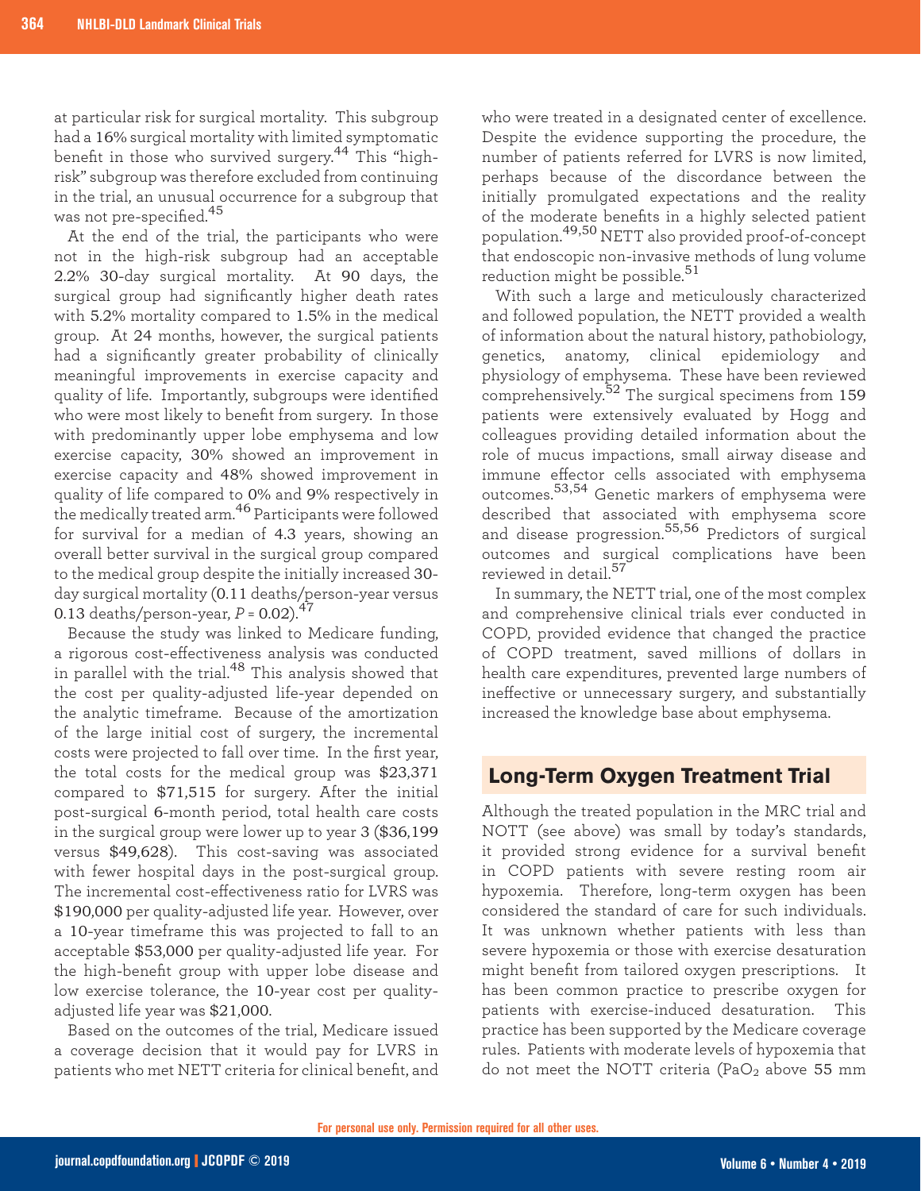at particular risk for surgical mortality. This subgroup had a 16% surgical mortality with limited symptomatic benefit in those who survived surgery.[44] This "high-risk" subgroup was therefore excluded from continuing in the trial, an unusual occurrence for a subgroup that was not pre-specified.[45]

At the end of the trial, the participants who were not in the high-risk subgroup had an acceptable 2.2% 30-day surgical mortality. At 90 days, the surgical group had significantly higher death rates with 5.2% mortality compared to 1.5% in the medical group. At 24 months, however, the surgical patients had a significantly greater probability of clinically meaningful improvements in exercise capacity and quality of life. Importantly, subgroups were identified who were most likely to benefit from surgery. In those with predominantly upper lobe emphysema and low exercise capacity, 30% showed an improvement in exercise capacity and 48% showed improvement in quality of life compared to 0% and 9% respectively in the medically treated arm.[46] Participants were followed for survival for a median of 4.3 years, showing an overall better survival in the surgical group compared to the medical group despite the initially increased 30-day surgical mortality (0.11 deaths/person-year versus 0.13 deaths/person-year, $P = 0.02$).[47]

Because the study was linked to Medicare funding, a rigorous cost-effectiveness analysis was conducted in parallel with the trial.[48] This analysis showed that the cost per quality-adjusted life-year depended on the analytic timeframe. Because of the amortization of the large initial cost of surgery, the incremental costs were projected to fall over time. In the first year, the total costs for the medical group was $23,371 compared to $71,515 for surgery. After the initial post-surgical 6-month period, total health care costs in the surgical group were lower up to year 3 ($36,199 versus $49,628). This cost-saving was associated with fewer hospital days in the post-surgical group. The incremental cost-effectiveness ratio for LVRS was $190,000 per quality-adjusted life year. However, over a 10-year timeframe this was projected to fall to an acceptable $53,000 per quality-adjusted life year. For the high-benefit group with upper lobe disease and low exercise tolerance, the 10-year cost per quality-adjusted life year was $21,000.

Based on the outcomes of the trial, Medicare issued a coverage decision that it would pay for LVRS in patients who met NETT criteria for clinical benefit, and who were treated in a designated center of excellence. Despite the evidence supporting the procedure, the number of patients referred for LVRS is now limited, perhaps because of the discordance between the initially promulgated expectations and the reality of the moderate benefits in a highly selected patient population.[49,50] NETT also provided proof-of-concept that endoscopic non-invasive methods of lung volume reduction might be possible.[51]

With such a large and meticulously characterized and followed population, the NETT provided a wealth of information about the natural history, pathobiology, genetics, anatomy, clinical epidemiology and physiology of emphysema. These have been reviewed comprehensively.[52] The surgical specimens from 159 patients were extensively evaluated by Hogg and colleagues providing detailed information about the role of mucus impactions, small airway disease and immune effector cells associated with emphysema outcomes.[53,54] Genetic markers of emphysema were described that associated with emphysema score and disease progression.[55,56] Predictors of surgical outcomes and surgical complications have been reviewed in detail.[57]

In summary, the NETT trial, one of the most complex and comprehensive clinical trials ever conducted in COPD, provided evidence that changed the practice of COPD treatment, saved millions of dollars in health care expenditures, prevented large numbers of ineffective or unnecessary surgery, and substantially increased the knowledge base about emphysema.

## Long-Term Oxygen Treatment Trial

Although the treated population in the MRC trial and NOTT (see above) was small by today's standards, it provided strong evidence for a survival benefit in COPD patients with severe resting room air hypoxemia. Therefore, long-term oxygen has been considered the standard of care for such individuals. It was unknown whether patients with less than severe hypoxemia or those with exercise desaturation might benefit from tailored oxygen prescriptions. It has been common practice to prescribe oxygen for patients with exercise-induced desaturation. This practice has been supported by the Medicare coverage rules. Patients with moderate levels of hypoxemia that do not meet the NOTT criteria ($PaO_2$ above 55 mm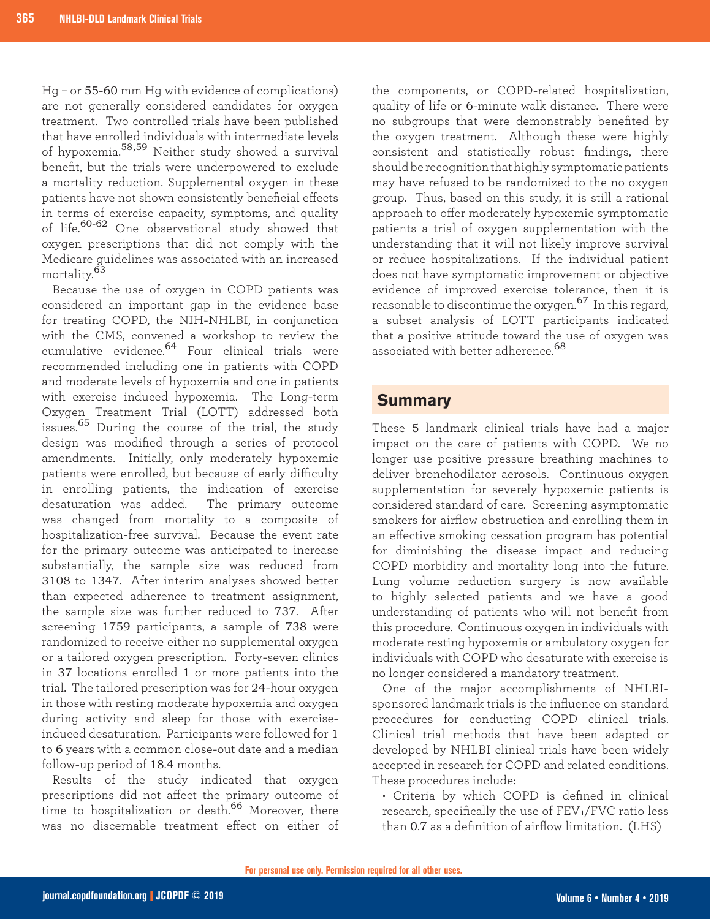Hg – or 55-60 mm Hg with evidence of complications) are not generally considered candidates for oxygen treatment. Two controlled trials have been published that have enrolled individuals with intermediate levels of hypoxemia.[58,59] Neither study showed a survival benefit, but the trials were underpowered to exclude a mortality reduction. Supplemental oxygen in these patients have not shown consistently beneficial effects in terms of exercise capacity, symptoms, and quality of life.[60-62] One observational study showed that oxygen prescriptions that did not comply with the Medicare guidelines was associated with an increased mortality.[63]

Because the use of oxygen in COPD patients was considered an important gap in the evidence base for treating COPD, the NIH-NHLBI, in conjunction with the CMS, convened a workshop to review the cumulative evidence.[64] Four clinical trials were recommended including one in patients with COPD and moderate levels of hypoxemia and one in patients with exercise induced hypoxemia. The Long-term Oxygen Treatment Trial (LOTT) addressed both issues.[65] During the course of the trial, the study design was modified through a series of protocol amendments. Initially, only moderately hypoxemic patients were enrolled, but because of early difficulty in enrolling patients, the indication of exercise desaturation was added. The primary outcome was changed from mortality to a composite of hospitalization-free survival. Because the event rate for the primary outcome was anticipated to increase substantially, the sample size was reduced from 3108 to 1347. After interim analyses showed better than expected adherence to treatment assignment, the sample size was further reduced to 737. After screening 1759 participants, a sample of 738 were randomized to receive either no supplemental oxygen or a tailored oxygen prescription. Forty-seven clinics in 37 locations enrolled 1 or more patients into the trial. The tailored prescription was for 24-hour oxygen in those with resting moderate hypoxemia and oxygen during activity and sleep for those with exercise-induced desaturation. Participants were followed for 1 to 6 years with a common close-out date and a median follow-up period of 18.4 months.

Results of the study indicated that oxygen prescriptions did not affect the primary outcome of time to hospitalization or death.[66] Moreover, there was no discernable treatment effect on either of the components, or COPD-related hospitalization, quality of life or 6-minute walk distance. There were no subgroups that were demonstrably benefited by the oxygen treatment. Although these were highly consistent and statistically robust findings, there should be recognition that highly symptomatic patients may have refused to be randomized to the no oxygen group. Thus, based on this study, it is still a rational approach to offer moderately hypoxemic symptomatic patients a trial of oxygen supplementation with the understanding that it will not likely improve survival or reduce hospitalizations. If the individual patient does not have symptomatic improvement or objective evidence of improved exercise tolerance, then it is reasonable to discontinue the oxygen.[67] In this regard, a subset analysis of LOTT participants indicated that a positive attitude toward the use of oxygen was associated with better adherence.[68]

## Summary

These 5 landmark clinical trials have had a major impact on the care of patients with COPD. We no longer use positive pressure breathing machines to deliver bronchodilator aerosols. Continuous oxygen supplementation for severely hypoxemic patients is considered standard of care. Screening asymptomatic smokers for airflow obstruction and enrolling them in an effective smoking cessation program has potential for diminishing the disease impact and reducing COPD morbidity and mortality long into the future. Lung volume reduction surgery is now available to highly selected patients and we have a good understanding of patients who will not benefit from this procedure. Continuous oxygen in individuals with moderate resting hypoxemia or ambulatory oxygen for individuals with COPD who desaturate with exercise is no longer considered a mandatory treatment.

One of the major accomplishments of NHLBI-sponsored landmark trials is the influence on standard procedures for conducting COPD clinical trials. Clinical trial methods that have been adapted or developed by NHLBI clinical trials have been widely accepted in research for COPD and related conditions. These procedures include:

- Criteria by which COPD is defined in clinical research, specifically the use of $FEV_1/FVC$ ratio less than 0.7 as a definition of airflow limitation. (LHS)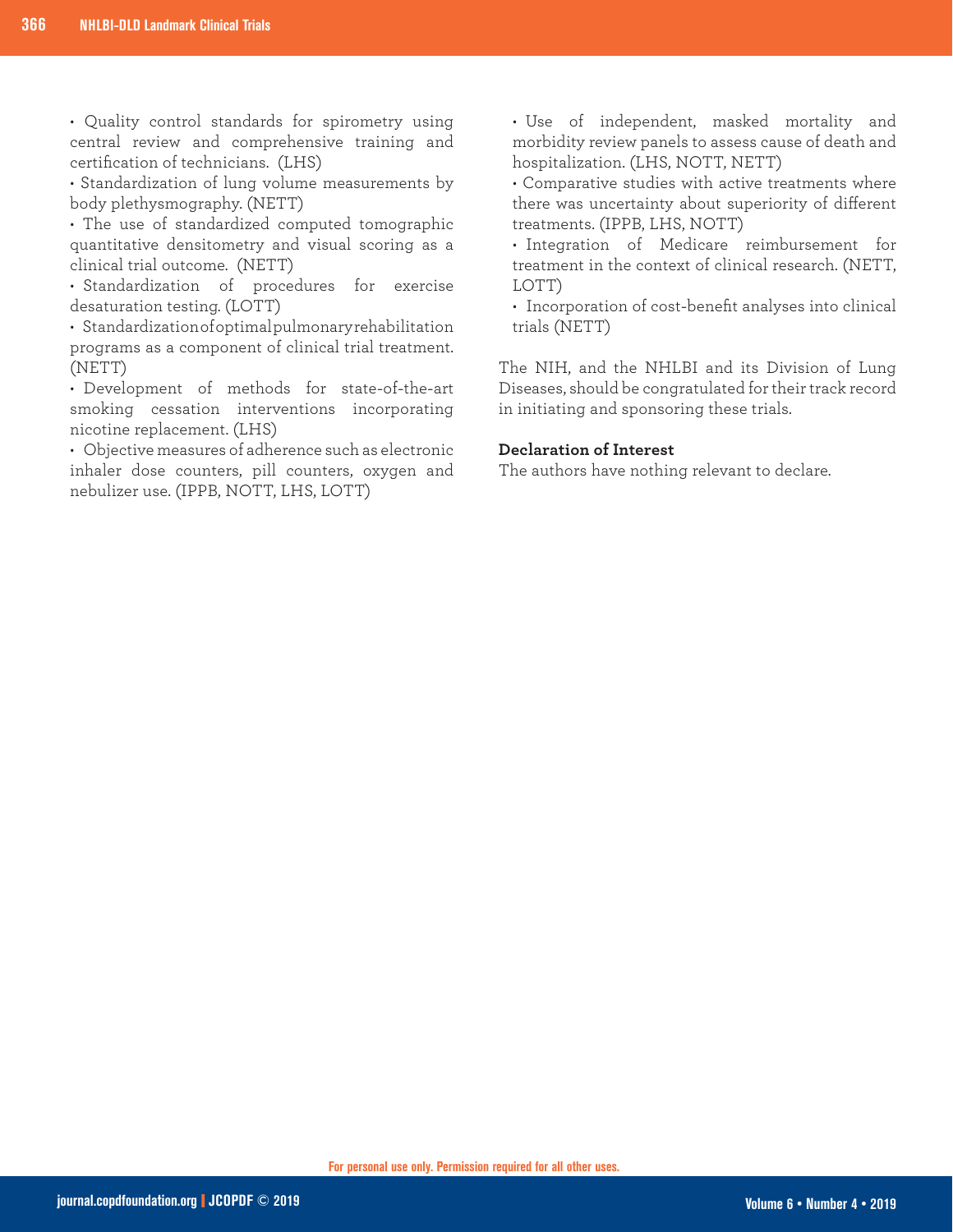- Quality control standards for spirometry using central review and comprehensive training and certification of technicians. (LHS)
- Standardization of lung volume measurements by body plethysmography. (NETT)
- The use of standardized computed tomographic quantitative densitometry and visual scoring as a clinical trial outcome. (NETT)
- Standardization of procedures for exercise desaturation testing. (LOTT)
- Standardization of optimal pulmonary rehabilitation programs as a component of clinical trial treatment. (NETT)
- Development of methods for state-of-the-art smoking cessation interventions incorporating nicotine replacement. (LHS)
- Objective measures of adherence such as electronic inhaler dose counters, pill counters, oxygen and nebulizer use. (IPPB, NOTT, LHS, LOTT)
- Use of independent, masked mortality and morbidity review panels to assess cause of death and hospitalization. (LHS, NOTT, NETT)
- Comparative studies with active treatments where there was uncertainty about superiority of different treatments. (IPPB, LHS, NOTT)
- Integration of Medicare reimbursement for treatment in the context of clinical research. (NETT, LOTT)
- Incorporation of cost-benefit analyses into clinical trials (NETT)

The NIH, and the NHLBI and its Division of Lung Diseases, should be congratulated for their track record in initiating and sponsoring these trials.

**Declaration of Interest**

The authors have nothing relevant to declare.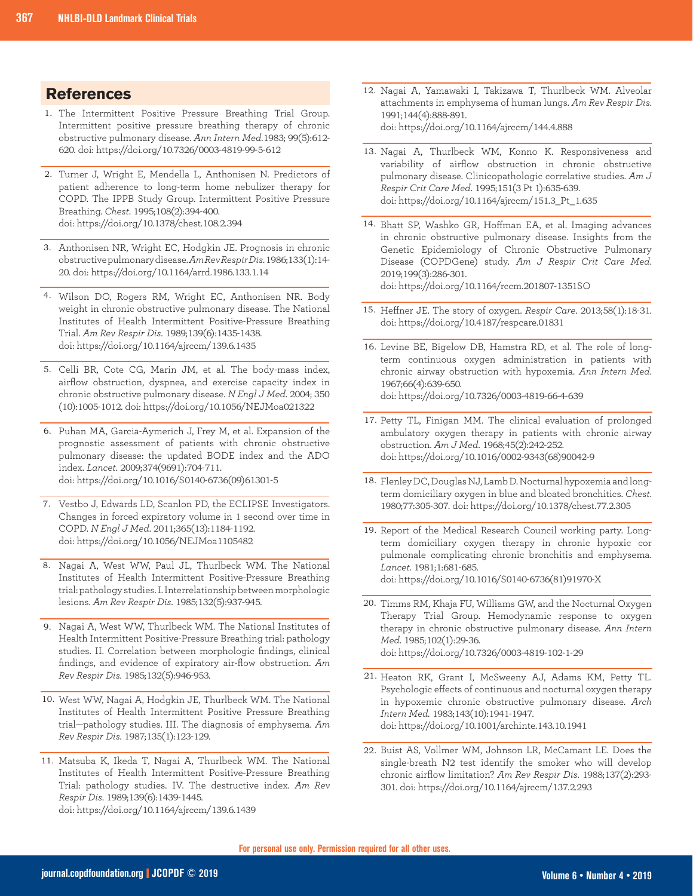## References

1. The Intermittent Positive Pressure Breathing Trial Group. Intermittent positive pressure breathing therapy of chronic obstructive pulmonary disease. *Ann Intern Med.*1983; 99(5):612-620. doi: https://doi.org/10.7326/0003-4819-99-5-612

2. Turner J, Wright E, Mendella L, Anthonisen N. Predictors of patient adherence to long-term home nebulizer therapy for COPD. The IPPB Study Group. Intermittent Positive Pressure Breathing. *Chest.* 1995;108(2):394-400. doi: https://doi.org/10.1378/chest.108.2.394

3. Anthonisen NR, Wright EC, Hodgkin JE. Prognosis in chronic obstructive pulmonary disease. *Am Rev Respir Dis.* 1986;133(1):14-20. doi: https://doi.org/10.1164/arrd.1986.133.1.14

4. Wilson DO, Rogers RM, Wright EC, Anthonisen NR. Body weight in chronic obstructive pulmonary disease. The National Institutes of Health Intermittent Positive-Pressure Breathing Trial. *Am Rev Respir Dis.* 1989;139(6):1435-1438. doi: https://doi.org/10.1164/ajrccm/139.6.1435

5. Celli BR, Cote CG, Marin JM, et al. The body-mass index, airflow obstruction, dyspnea, and exercise capacity index in chronic obstructive pulmonary disease. *N Engl J Med.* 2004; 350 (10):1005-1012. doi: https://doi.org/10.1056/NEJMoa021322

6. Puhan MA, Garcia-Aymerich J, Frey M, et al. Expansion of the prognostic assessment of patients with chronic obstructive pulmonary disease: the updated BODE index and the ADO index. *Lancet.* 2009;374(9691):704-711. doi: https://doi.org/10.1016/S0140-6736(09)61301-5

7. Vestbo J, Edwards LD, Scanlon PD, the ECLIPSE Investigators. Changes in forced expiratory volume in 1 second over time in COPD. *N Engl J Med.* 2011;365(13):1184-1192. doi: https://doi.org/10.1056/NEJMoa1105482

8. Nagai A, West WW, Paul JL, Thurlbeck WM. The National Institutes of Health Intermittent Positive-Pressure Breathing trial: pathology studies. I. Interrelationship between morphologic lesions. *Am Rev Respir Dis.* 1985;132(5):937-945.

9. Nagai A, West WW, Thurlbeck WM. The National Institutes of Health Intermittent Positive-Pressure Breathing trial: pathology studies. II. Correlation between morphologic findings, clinical findings, and evidence of expiratory air-flow obstruction. *Am Rev Respir Dis.* 1985;132(5):946-953.

10. West WW, Nagai A, Hodgkin JE, Thurlbeck WM. The National Institutes of Health Intermittent Positive Pressure Breathing trial—pathology studies. III. The diagnosis of emphysema. *Am Rev Respir Dis.* 1987;135(1):123-129.

11. Matsuba K, Ikeda T, Nagai A, Thurlbeck WM. The National Institutes of Health Intermittent Positive-Pressure Breathing Trial: pathology studies. IV. The destructive index. *Am Rev Respir Dis.* 1989;139(6):1439-1445. doi: https://doi.org/10.1164/ajrccm/139.6.1439

12. Nagai A, Yamawaki I, Takizawa T, Thurlbeck WM. Alveolar attachments in emphysema of human lungs. *Am Rev Respir Dis.* 1991;144(4):888-891. doi: https://doi.org/10.1164/ajrccm/144.4.888

13. Nagai A, Thurlbeck WM, Konno K. Responsiveness and variability of airflow obstruction in chronic obstructive pulmonary disease. Clinicopathologic correlative studies. *Am J Respir Crit Care Med.* 1995;151(3 Pt 1):635-639. doi: https://doi.org/10.1164/ajrccm/151.3_Pt_1.635

14. Bhatt SP, Washko GR, Hoffman EA, et al. Imaging advances in chronic obstructive pulmonary disease. Insights from the Genetic Epidemiology of Chronic Obstructive Pulmonary Disease (COPDGene) study. *Am J Respir Crit Care Med.* 2019;199(3):286-301. doi: https://doi.org/10.1164/rccm.201807-1351SO

15. Heffner JE. The story of oxygen. *Respir Care.* 2013;58(1):18-31. doi: https://doi.org/10.4187/respcare.01831

16. Levine BE, Bigelow DB, Hamstra RD, et al. The role of long-term continuous oxygen administration in patients with chronic airway obstruction with hypoxemia. *Ann Intern Med.* 1967;66(4):639-650. doi: https://doi.org/10.7326/0003-4819-66-4-639

17. Petty TL, Finigan MM. The clinical evaluation of prolonged ambulatory oxygen therapy in patients with chronic airway obstruction. *Am J Med.* 1968;45(2):242-252. doi: https://doi.org/10.1016/0002-9343(68)90042-9

18. Flenley DC, Douglas NJ, Lamb D. Nocturnal hypoxemia and long-term domiciliary oxygen in blue and bloated bronchitics. *Chest.* 1980;77:305-307. doi: https://doi.org/10.1378/chest.77.2.305

19. Report of the Medical Research Council working party. Long-term domiciliary oxygen therapy in chronic hypoxic cor pulmonale complicating chronic bronchitis and emphysema. *Lancet.* 1981;1:681-685. doi: https://doi.org/10.1016/S0140-6736(81)91970-X

20. Timms RM, Khaja FU, Williams GW, and the Nocturnal Oxygen Therapy Trial Group. Hemodynamic response to oxygen therapy in chronic obstructive pulmonary disease. *Ann Intern Med.* 1985;102(1):29-36. doi: https://doi.org/10.7326/0003-4819-102-1-29

21. Heaton RK, Grant I, McSweeny AJ, Adams KM, Petty TL. Psychologic effects of continuous and nocturnal oxygen therapy in hypoxemic chronic obstructive pulmonary disease. *Arch Intern Med.* 1983;143(10):1941-1947. doi: https://doi.org/10.1001/archinte.143.10.1941

22. Buist AS, Vollmer WM, Johnson LR, McCamant LE. Does the single-breath N2 test identify the smoker who will develop chronic airflow limitation? *Am Rev Respir Dis.* 1988;137(2):293-301. doi: https://doi.org/10.1164/ajrccm/137.2.293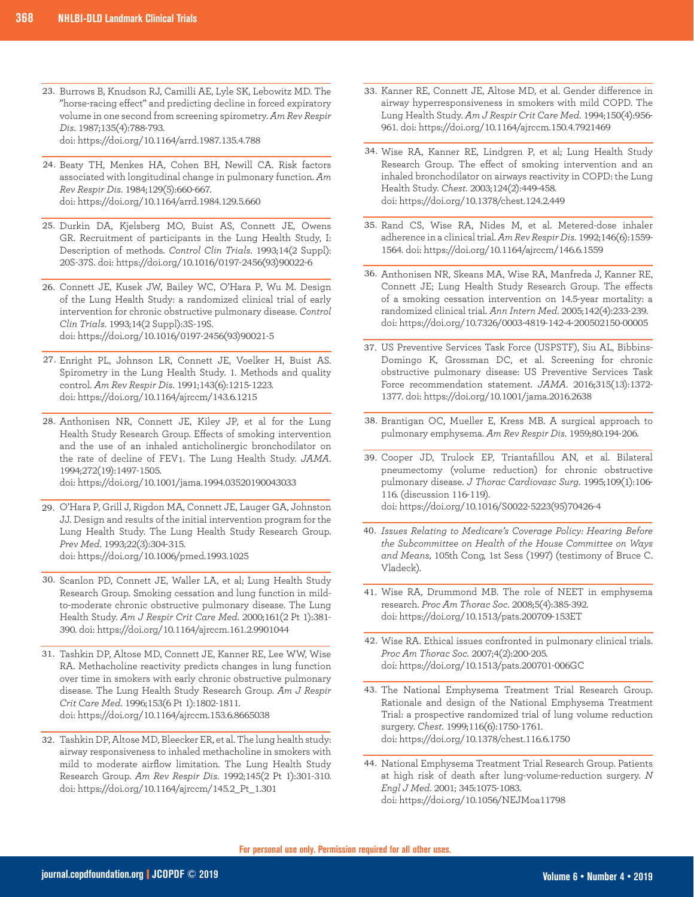23. Burrows B, Knudson RJ, Camilli AE, Lyle SK, Lebowitz MD. The "horse-racing effect" and predicting decline in forced expiratory volume in one second from screening spirometry. *Am Rev Respir Dis*. 1987;135(4):788-793.
doi: https://doi.org/10.1164/arrd.1987.135.4.788

24. Beaty TH, Menkes HA, Cohen BH, Newill CA. Risk factors associated with longitudinal change in pulmonary function. *Am Rev Respir Dis*. 1984;129(5):660-667.
doi: https://doi.org/10.1164/arrd.1984.129.5.660

25. Durkin DA, Kjelsberg MO, Buist AS, Connett JE, Owens GR. Recruitment of participants in the Lung Health Study, I: Description of methods. *Control Clin Trials*. 1993;14(2 Suppl): 20S-37S. doi: https://doi.org/10.1016/0197-2456(93)90022-6

26. Connett JE, Kusek JW, Bailey WC, O'Hara P, Wu M. Design of the Lung Health Study: a randomized clinical trial of early intervention for chronic obstructive pulmonary disease. *Control Clin Trials*. 1993;14(2 Suppl):3S-19S.
doi: https://doi.org/10.1016/0197-2456(93)90021-5

27. Enright PL, Johnson LR, Connett JE, Voelker H, Buist AS. Spirometry in the Lung Health Study. 1. Methods and quality control. *Am Rev Respir Dis*. 1991;143(6):1215-1223.
doi: https://doi.org/10.1164/ajrccm/143.6.1215

28. Anthonisen NR, Connett JE, Kiley JP, et al for the Lung Health Study Research Group. Effects of smoking intervention and the use of an inhaled anticholinergic bronchodilator on the rate of decline of FEV1. The Lung Health Study. *JAMA*. 1994;272(19):1497-1505.
doi: https://doi.org/10.1001/jama.1994.03520190043033

29. O'Hara P, Grill J, Rigdon MA, Connett JE, Lauger GA, Johnston JJ. Design and results of the initial intervention program for the Lung Health Study. The Lung Health Study Research Group. *Prev Med*. 1993;22(3):304-315.
doi: https://doi.org/10.1006/pmed.1993.1025

30. Scanlon PD, Connett JE, Waller LA, et al; Lung Health Study Research Group. Smoking cessation and lung function in mild-to-moderate chronic obstructive pulmonary disease. The Lung Health Study. *Am J Respir Crit Care Med*. 2000;161(2 Pt 1):381-390. doi: https://doi.org/10.1164/ajrccm.161.2.9901044

31. Tashkin DP, Altose MD, Connett JE, Kanner RE, Lee WW, Wise RA. Methacholine reactivity predicts changes in lung function over time in smokers with early chronic obstructive pulmonary disease. The Lung Health Study Research Group. *Am J Respir Crit Care Med*. 1996;153(6 Pt 1):1802-1811.
doi: https://doi.org/10.1164/ajrccm.153.6.8665038

32. Tashkin DP, Altose MD, Bleecker ER, et al. The lung health study: airway responsiveness to inhaled methacholine in smokers with mild to moderate airflow limitation. The Lung Health Study Research Group. *Am Rev Respir Dis*. 1992;145(2 Pt 1):301-310.
doi: https://doi.org/10.1164/ajrccm/145.2_Pt_1.301

33. Kanner RE, Connett JE, Altose MD, et al. Gender difference in airway hyperresponsiveness in smokers with mild COPD. The Lung Health Study. *Am J Respir Crit Care Med*. 1994;150(4):956-961. doi: https://doi.org/10.1164/ajrccm.150.4.7921469

34. Wise RA, Kanner RE, Lindgren P, et al; Lung Health Study Research Group. The effect of smoking intervention and an inhaled bronchodilator on airways reactivity in COPD: the Lung Health Study. *Chest*. 2003;124(2):449-458.
doi: https://doi.org/10.1378/chest.124.2.449

35. Rand CS, Wise RA, Nides M, et al. Metered-dose inhaler adherence in a clinical trial. *Am Rev Respir Dis*. 1992;146(6):1559-1564. doi: https://doi.org/10.1164/ajrccm/146.6.1559

36. Anthonisen NR, Skeans MA, Wise RA, Manfreda J, Kanner RE, Connett JE; Lung Health Study Research Group. The effects of a smoking cessation intervention on 14.5-year mortality: a randomized clinical trial. *Ann Intern Med*. 2005;142(4):233-239.
doi: https://doi.org/10.7326/0003-4819-142-4-200502150-00005

37. US Preventive Services Task Force (USPSTF), Siu AL, Bibbins-Domingo K, Grossman DC, et al. Screening for chronic obstructive pulmonary disease: US Preventive Services Task Force recommendation statement. *JAMA*. 2016;315(13):1372-1377. doi: https://doi.org/10.1001/jama.2016.2638

38. Brantigan OC, Mueller E, Kress MB. A surgical approach to pulmonary emphysema. *Am Rev Respir Dis*. 1959;80:194-206.

39. Cooper JD, Trulock EP, Triantafillou AN, et al. Bilateral pneumectomy (volume reduction) for chronic obstructive pulmonary disease. *J Thorac Cardiovasc Surg*. 1995;109(1):106-116. (discussion 116-119).
doi: https://doi.org/10.1016/S0022-5223(95)70426-4

40. *Issues Relating to Medicare's Coverage Policy: Hearing Before the Subcommittee on Health of the House Committee on Ways and Means*, 105th Cong, 1st Sess (1997) (testimony of Bruce C. Vladeck).

41. Wise RA, Drummond MB. The role of NEET in emphysema research. *Proc Am Thorac Soc*. 2008;5(4):385-392.
doi: https://doi.org/10.1513/pats.200709-153ET

42. Wise RA. Ethical issues confronted in pulmonary clinical trials. *Proc Am Thorac Soc*. 2007;4(2):200-205.
doi: https://doi.org/10.1513/pats.200701-006GC

43. The National Emphysema Treatment Trial Research Group. Rationale and design of the National Emphysema Treatment Trial: a prospective randomized trial of lung volume reduction surgery. *Chest*. 1999;116(6):1750-1761.
doi: https://doi.org/10.1378/chest.116.6.1750

44. National Emphysema Treatment Trial Research Group. Patients at high risk of death after lung-volume-reduction surgery. *N Engl J Med*. 2001; 345:1075-1083.
doi: https://doi.org/10.1056/NEJMoa11798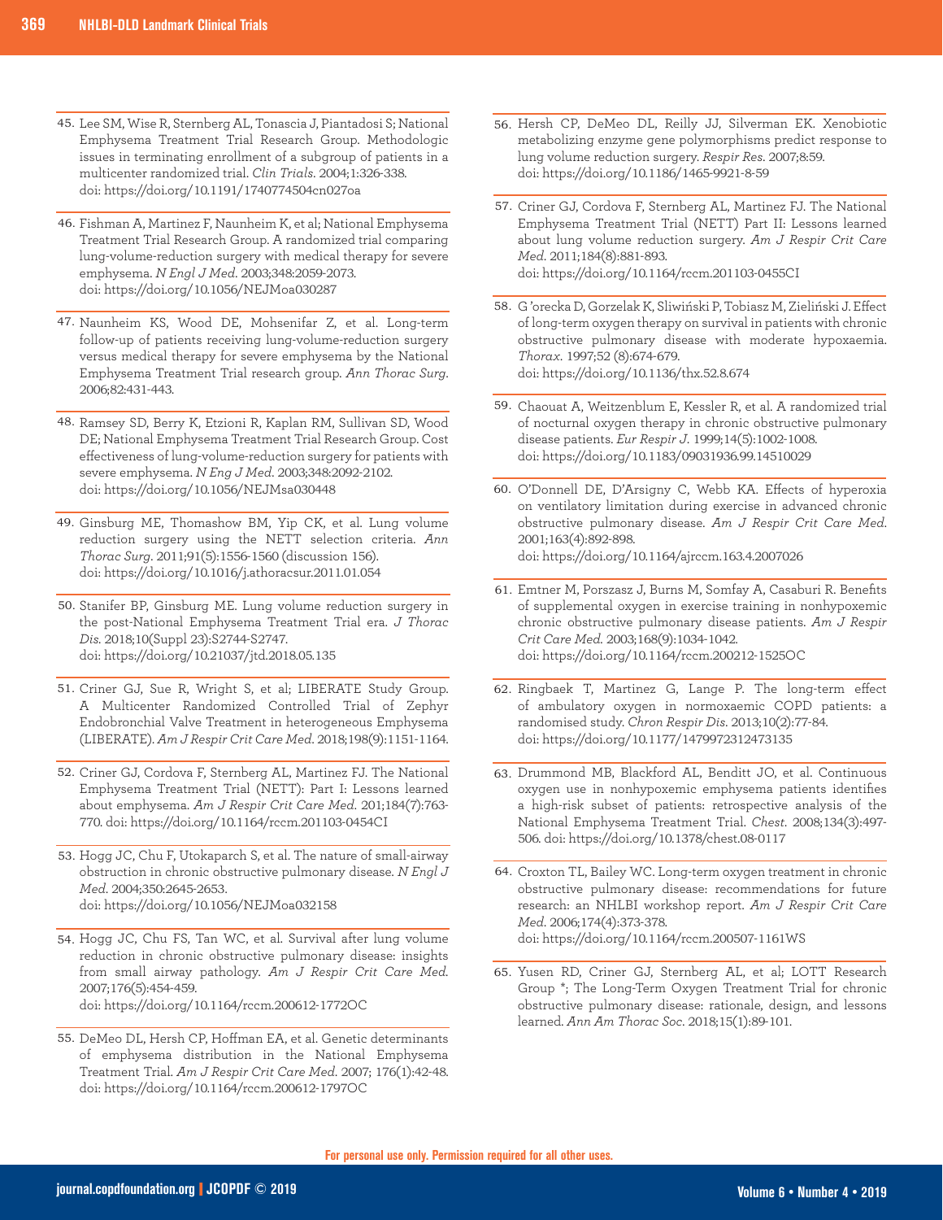45. Lee SM, Wise R, Sternberg AL, Tonascia J, Piantadosi S; National Emphysema Treatment Trial Research Group. Methodologic issues in terminating enrollment of a subgroup of patients in a multicenter randomized trial. *Clin Trials*. 2004;1:326-338. doi: https://doi.org/10.1191/1740774504cn027oa

46. Fishman A, Martinez F, Naunheim K, et al; National Emphysema Treatment Trial Research Group. A randomized trial comparing lung-volume-reduction surgery with medical therapy for severe emphysema. *N Engl J Med*. 2003;348:2059-2073. doi: https://doi.org/10.1056/NEJMoa030287

47. Naunheim KS, Wood DE, Mohsenifar Z, et al. Long-term follow-up of patients receiving lung-volume-reduction surgery versus medical therapy for severe emphysema by the National Emphysema Treatment Trial research group. *Ann Thorac Surg*. 2006;82:431-443.

48. Ramsey SD, Berry K, Etzioni R, Kaplan RM, Sullivan SD, Wood DE; National Emphysema Treatment Trial Research Group. Cost effectiveness of lung-volume-reduction surgery for patients with severe emphysema. *N Eng J Med*. 2003;348:2092-2102. doi: https://doi.org/10.1056/NEJMsa030448

49. Ginsburg ME, Thomashow BM, Yip CK, et al. Lung volume reduction surgery using the NETT selection criteria. *Ann Thorac Surg*. 2011;91(5):1556-1560 (discussion 156). doi: https://doi.org/10.1016/j.athoracsur.2011.01.054

50. Stanifer BP, Ginsburg ME. Lung volume reduction surgery in the post-National Emphysema Treatment Trial era. *J Thorac Dis*. 2018;10(Suppl 23):S2744-S2747. doi: https://doi.org/10.21037/jtd.2018.05.135

51. Criner GJ, Sue R, Wright S, et al; LIBERATE Study Group. A Multicenter Randomized Controlled Trial of Zephyr Endobronchial Valve Treatment in heterogeneous Emphysema (LIBERATE). *Am J Respir Crit Care Med*. 2018;198(9):1151-1164.

52. Criner GJ, Cordova F, Sternberg AL, Martinez FJ. The National Emphysema Treatment Trial (NETT): Part I: Lessons learned about emphysema. *Am J Respir Crit Care Med*. 201;184(7):763-770. doi: https://doi.org/10.1164/rccm.201103-0454CI

53. Hogg JC, Chu F, Utokaparch S, et al. The nature of small-airway obstruction in chronic obstructive pulmonary disease. *N Engl J Med*. 2004;350:2645-2653. doi: https://doi.org/10.1056/NEJMoa032158

54. Hogg JC, Chu FS, Tan WC, et al. Survival after lung volume reduction in chronic obstructive pulmonary disease: insights from small airway pathology. *Am J Respir Crit Care Med*. 2007;176(5):454-459. doi: https://doi.org/10.1164/rccm.200612-1772OC

55. DeMeo DL, Hersh CP, Hoffman EA, et al. Genetic determinants of emphysema distribution in the National Emphysema Treatment Trial. *Am J Respir Crit Care Med*. 2007; 176(1):42-48. doi: https://doi.org/10.1164/rccm.200612-1797OC

56. Hersh CP, DeMeo DL, Reilly JJ, Silverman EK. Xenobiotic metabolizing enzyme gene polymorphisms predict response to lung volume reduction surgery. *Respir Res*. 2007;8:59. doi: https://doi.org/10.1186/1465-9921-8-59

57. Criner GJ, Cordova F, Sternberg AL, Martinez FJ. The National Emphysema Treatment Trial (NETT) Part II: Lessons learned about lung volume reduction surgery. *Am J Respir Crit Care Med*. 2011;184(8):881-893. doi: https://doi.org/10.1164/rccm.201103-0455CI

58. G 'orecka D, Gorzelak K, Sliwiński P, Tobiasz M, Zieliński J. Effect of long-term oxygen therapy on survival in patients with chronic obstructive pulmonary disease with moderate hypoxaemia. *Thorax*. 1997;52 (8):674-679. doi: https://doi.org/10.1136/thx.52.8.674

59. Chaouat A, Weitzenblum E, Kessler R, et al. A randomized trial of nocturnal oxygen therapy in chronic obstructive pulmonary disease patients. *Eur Respir J*. 1999;14(5):1002-1008. doi: https://doi.org/10.1183/09031936.99.14510029

60. O'Donnell DE, D'Arsigny C, Webb KA. Effects of hyperoxia on ventilatory limitation during exercise in advanced chronic obstructive pulmonary disease. *Am J Respir Crit Care Med*. 2001;163(4):892-898. doi: https://doi.org/10.1164/ajrccm.163.4.2007026

61. Emtner M, Porszasz J, Burns M, Somfay A, Casaburi R. Benefits of supplemental oxygen in exercise training in nonhypoxemic chronic obstructive pulmonary disease patients. *Am J Respir Crit Care Med*. 2003;168(9):1034-1042. doi: https://doi.org/10.1164/rccm.200212-1525OC

62. Ringbaek T, Martinez G, Lange P. The long-term effect of ambulatory oxygen in normoxaemic COPD patients: a randomised study. *Chron Respir Dis*. 2013;10(2):77-84. doi: https://doi.org/10.1177/1479972312473135

63. Drummond MB, Blackford AL, Benditt JO, et al. Continuous oxygen use in nonhypoxemic emphysema patients identifies a high-risk subset of patients: retrospective analysis of the National Emphysema Treatment Trial. *Chest*. 2008;134(3):497-506. doi: https://doi.org/10.1378/chest.08-0117

64. Croxton TL, Bailey WC. Long-term oxygen treatment in chronic obstructive pulmonary disease: recommendations for future research: an NHLBI workshop report. *Am J Respir Crit Care Med*. 2006;174(4):373-378. doi: https://doi.org/10.1164/rccm.200507-1161WS

65. Yusen RD, Criner GJ, Sternberg AL, et al; LOTT Research Group *; The Long-Term Oxygen Treatment Trial for chronic obstructive pulmonary disease: rationale, design, and lessons learned. *Ann Am Thorac Soc*. 2018;15(1):89-101.

For personal use only. Permission required for all other uses.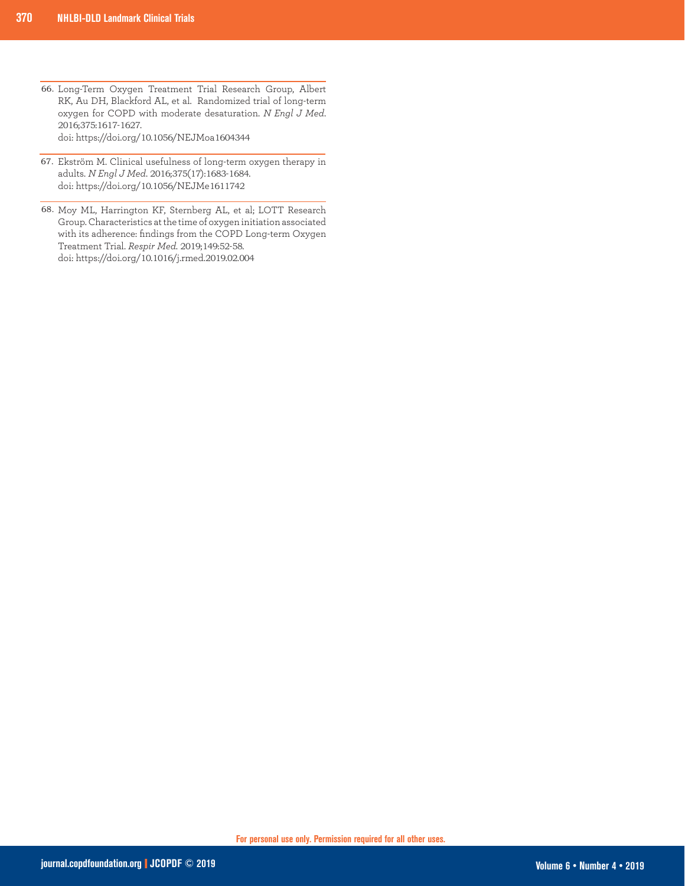66. Long-Term Oxygen Treatment Trial Research Group, Albert RK, Au DH, Blackford AL, et al. Randomized trial of long-term oxygen for COPD with moderate desaturation. *N Engl J Med.* 2016;375:1617-1627.
doi: https://doi.org/10.1056/NEJMoa1604344

67. Ekström M. Clinical usefulness of long-term oxygen therapy in adults. *N Engl J Med*. 2016;375(17):1683-1684.
doi: https://doi.org/10.1056/NEJMe1611742

68. Moy ML, Harrington KF, Sternberg AL, et al; LOTT Research Group. Characteristics at the time of oxygen initiation associated with its adherence: findings from the COPD Long-term Oxygen Treatment Trial. *Respir Med*. 2019;149:52-58.
doi: https://doi.org/10.1016/j.rmed.2019.02.004